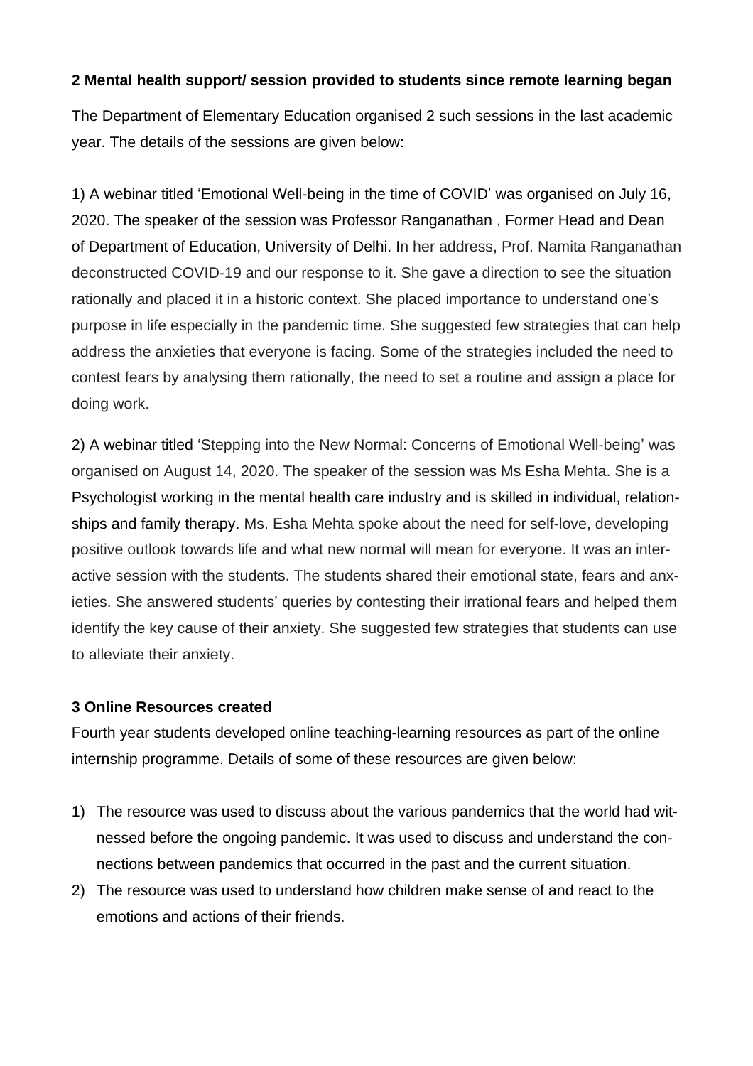**2 Mental health support/ session provided to students since remote learning began**

The Department of Elementary Education organised 2 such sessions in the last academic year. The details of the sessions are given below:

1) A webinar titled 'Emotional Well-being in the time of COVID' was organised on July 16, 2020. The speaker of the session was Professor Ranganathan , Former Head and Dean of Department of Education, University of Delhi. In her address, Prof. Namita Ranganathan deconstructed COVID-19 and our response to it. She gave a direction to see the situation rationally and placed it in a historic context. She placed importance to understand one's purpose in life especially in the pandemic time. She suggested few strategies that can help address the anxieties that everyone is facing. Some of the strategies included the need to contest fears by analysing them rationally, the need to set a routine and assign a place for doing work.

2) A webinar titled 'Stepping into the New Normal: Concerns of Emotional Well-being' was organised on August 14, 2020. The speaker of the session was Ms Esha Mehta. She is a Psychologist working in the mental health care industry and is skilled in individual, relationships and family therapy. Ms. Esha Mehta spoke about the need for self-love, developing positive outlook towards life and what new normal will mean for everyone. It was an interactive session with the students. The students shared their emotional state, fears and anxieties. She answered students' queries by contesting their irrational fears and helped them identify the key cause of their anxiety. She suggested few strategies that students can use to alleviate their anxiety.

**3 Online Resources created**

Fourth year students developed online teaching-learning resources as part of the online internship programme. Details of some of these resources are given below:

1) The resource was used to discuss about the various pandemics that the world had witnessed before the ongoing pandemic. It was used to discuss and understand the connections between pandemics that occurred in the past and the current situation.
2) The resource was used to understand how children make sense of and react to the emotions and actions of their friends.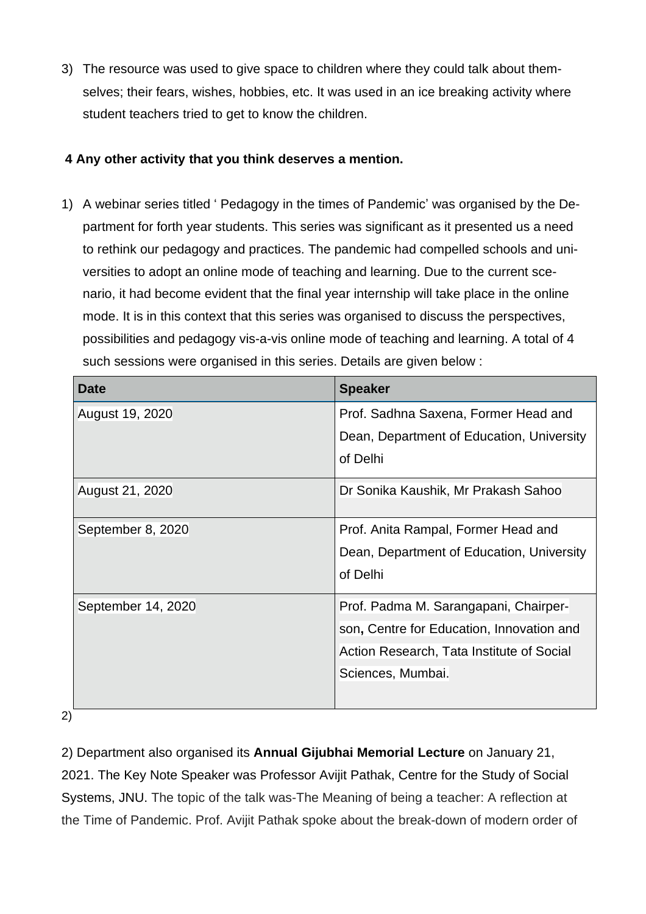3) The resource was used to give space to children where they could talk about themselves; their fears, wishes, hobbies, etc. It was used in an ice breaking activity where student teachers tried to get to know the children.

**4 Any other activity that you think deserves a mention.**

1) A webinar series titled ' Pedagogy in the times of Pandemic' was organised by the Department for forth year students. This series was significant as it presented us a need to rethink our pedagogy and practices. The pandemic had compelled schools and universities to adopt an online mode of teaching and learning. Due to the current scenario, it had become evident that the final year internship will take place in the online mode. It is in this context that this series was organised to discuss the perspectives, possibilities and pedagogy vis-a-vis online mode of teaching and learning. A total of 4 such sessions were organised in this series. Details are given below :

| Date | Speaker |
|---|---|
| August 19, 2020 | Prof. Sadhna Saxena, Former Head and Dean, Department of Education, University of Delhi |
| August 21, 2020 | Dr Sonika Kaushik, Mr Prakash Sahoo |
| September 8, 2020 | Prof. Anita Rampal, Former Head and Dean, Department of Education, University of Delhi |
| September 14, 2020 | Prof. Padma M. Sarangapani, Chairperson**,** Centre for Education, Innovation and Action Research, Tata Institute of Social Sciences, Mumbai. |

2)

2) Department also organised its **Annual Gijubhai Memorial Lecture** on January 21, 2021. The Key Note Speaker was Professor Avijit Pathak, Centre for the Study of Social Systems, JNU. The topic of the talk was-The Meaning of being a teacher: A reflection at the Time of Pandemic. Prof. Avijit Pathak spoke about the break-down of modern order of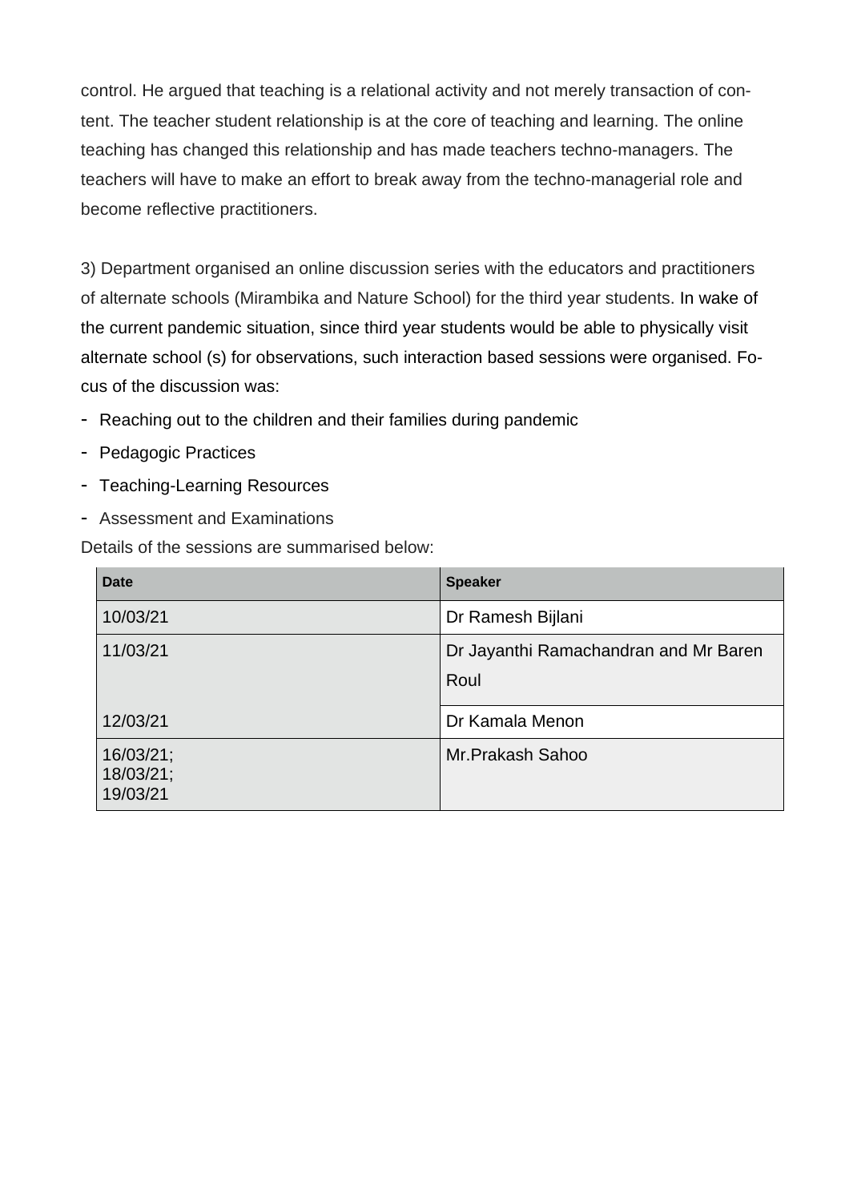control. He argued that teaching is a relational activity and not merely transaction of content. The teacher student relationship is at the core of teaching and learning. The online teaching has changed this relationship and has made teachers techno-managers. The teachers will have to make an effort to break away from the techno-managerial role and become reflective practitioners.

3) Department organised an online discussion series with the educators and practitioners of alternate schools (Mirambika and Nature School) for the third year students. In wake of the current pandemic situation, since third year students would be able to physically visit alternate school (s) for observations, such interaction based sessions were organised. Focus of the discussion was:

- Reaching out to the children and their families during pandemic
- Pedagogic Practices
- Teaching-Learning Resources
- Assessment and Examinations

Details of the sessions are summarised below:

| Date | Speaker |
|---|---|
| 10/03/21 | Dr Ramesh Bijlani |
| 11/03/21 | Dr Jayanthi Ramachandran and Mr Baren Roul |
| 12/03/21 | Dr Kamala Menon |
| 16/03/21; 18/03/21; 19/03/21 | Mr.Prakash Sahoo |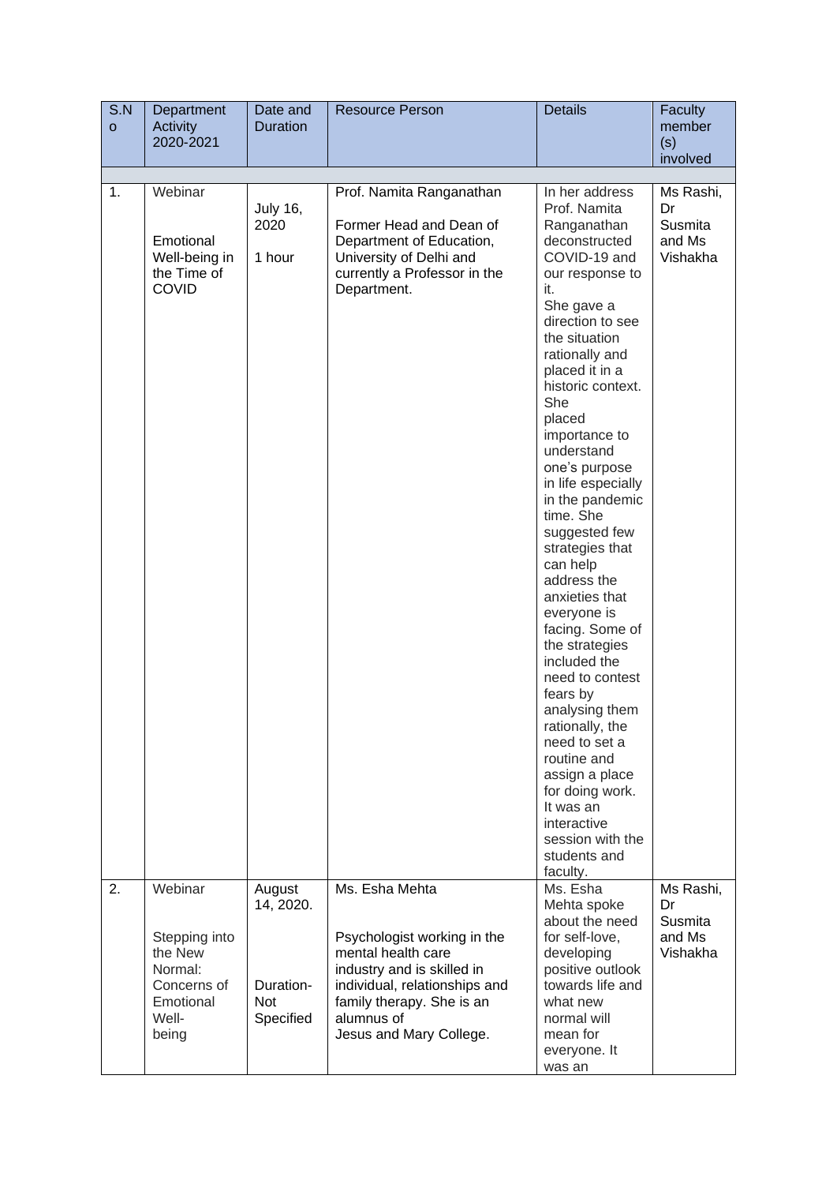| S.No | Department Activity 2020-2021 | Date and Duration | Resource Person | Details | Faculty member (s) involved |
|---|---|---|---|---|---|
| | | | | | |
| 1. | Webinar<br><br>Emotional Well-being in the Time of COVID | July 16, 2020<br><br>1 hour | Prof. Namita Ranganathan<br><br>Former Head and Dean of Department of Education, University of Delhi and currently a Professor in the Department. | In her address Prof. Namita Ranganathan deconstructed COVID-19 and our response to it.<br>She gave a direction to see the situation rationally and placed it in a historic context. She placed importance to understand one's purpose in life especially in the pandemic time. She suggested few strategies that can help address the anxieties that everyone is facing. Some of the strategies included the need to contest fears by analysing them rationally, the need to set a routine and assign a place for doing work. It was an interactive session with the students and faculty. | Ms Rashi, Dr Susmita and Ms Vishakha |
| 2. | Webinar<br><br>Stepping into the New Normal: Concerns of Emotional Well-being | August 14, 2020.<br><br>Duration- Not Specified | Ms. Esha Mehta<br><br>Psychologist working in the mental health care industry and is skilled in individual, relationships and family therapy. She is an alumnus of Jesus and Mary College. | Ms. Esha Mehta spoke about the need for self-love, developing positive outlook towards life and what new normal will mean for everyone. It was an | Ms Rashi, Dr Susmita and Ms Vishakha |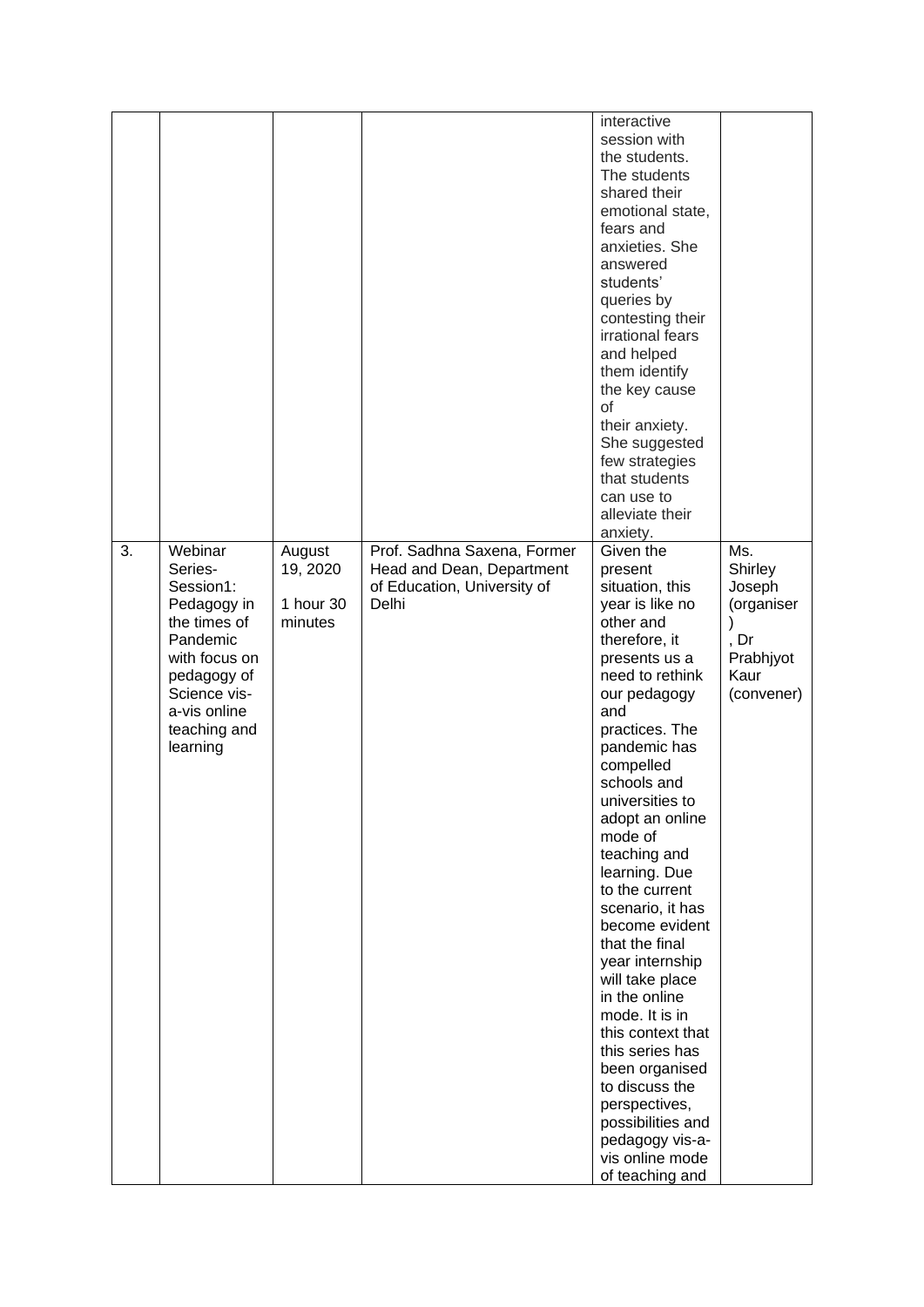| | | | | | |
|---|---|---|---|---|---|
| | | | | interactive session with the students. The students shared their emotional state, fears and anxieties. She answered students' queries by contesting their irrational fears and helped them identify the key cause of their anxiety. She suggested few strategies that students can use to alleviate their anxiety. | |
| 3. | Webinar Series- Session1: Pedagogy in the times of Pandemic with focus on pedagogy of Science vis-a-vis online teaching and learning | August 19, 2020<br><br>1 hour 30 minutes | Prof. Sadhna Saxena, Former Head and Dean, Department of Education, University of Delhi | Given the present situation, this year is like no other and therefore, it presents us a need to rethink our pedagogy and practices. The pandemic has compelled schools and universities to adopt an online mode of teaching and learning. Due to the current scenario, it has become evident that the final year internship will take place in the online mode. It is in this context that this series has been organised to discuss the perspectives, possibilities and pedagogy vis-a-vis online mode of teaching and | Ms. Shirley Joseph (organiser), Dr Prabhjyot Kaur (convener) |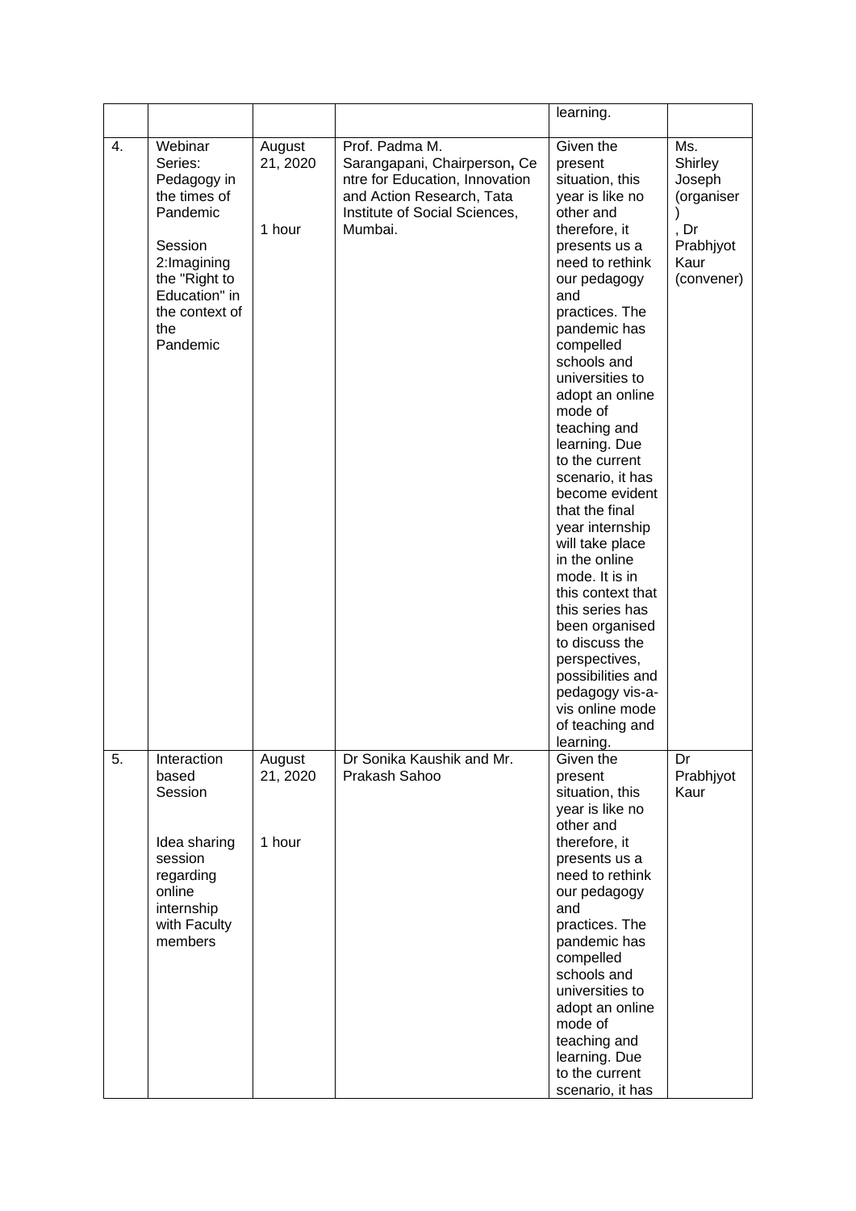| | | | | learning. | |
|---|---|---|---|---|---|
| 4. | Webinar Series: Pedagogy in the times of Pandemic<br><br>Session 2:Imagining the "Right to Education" in the context of the Pandemic | August 21, 2020<br><br>1 hour | Prof. Padma M. Sarangapani, Chairperson, Centre for Education, Innovation and Action Research, Tata Institute of Social Sciences, Mumbai. | Given the present situation, this year is like no other and therefore, it presents us a need to rethink our pedagogy and practices. The pandemic has compelled schools and universities to adopt an online mode of teaching and learning. Due to the current scenario, it has become evident that the final year internship will take place in the online mode. It is in this context that this series has been organised to discuss the perspectives, possibilities and pedagogy vis-a-vis online mode of teaching and learning. | Ms. Shirley Joseph (organiser), Dr Prabhjyot Kaur (convener) |
| 5. | Interaction based Session<br><br>Idea sharing session regarding online internship with Faculty members | August 21, 2020<br><br>1 hour | Dr Sonika Kaushik and Mr. Prakash Sahoo | Given the present situation, this year is like no other and therefore, it presents us a need to rethink our pedagogy and practices. The pandemic has compelled schools and universities to adopt an online mode of teaching and learning. Due to the current scenario, it has | Dr Prabhjyot Kaur |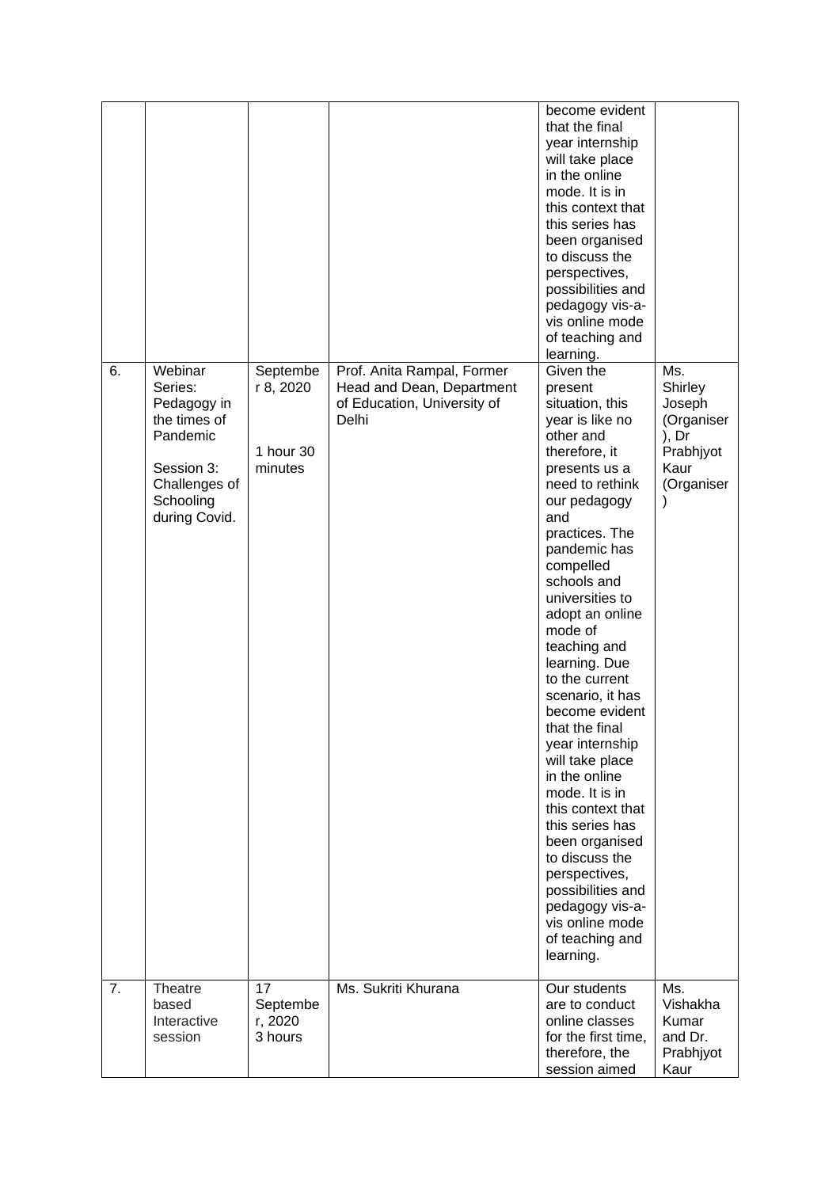| | | | | become evident that the final year internship will take place in the online mode. It is in this context that this series has been organised to discuss the perspectives, possibilities and pedagogy vis-a-vis online mode of teaching and learning. | |
|---|---|---|---|---|---|
| 6. | Webinar Series: Pedagogy in the times of Pandemic<br><br>Session 3: Challenges of Schooling during Covid. | September 8, 2020<br><br>1 hour 30 minutes | Prof. Anita Rampal, Former Head and Dean, Department of Education, University of Delhi | Given the present situation, this year is like no other and therefore, it presents us a need to rethink our pedagogy and practices. The pandemic has compelled schools and universities to adopt an online mode of teaching and learning. Due to the current scenario, it has become evident that the final year internship will take place in the online mode. It is in this context that this series has been organised to discuss the perspectives, possibilities and pedagogy vis-a-vis online mode of teaching and learning. | Ms. Shirley Joseph (Organiser), Dr Prabhjyot Kaur (Organiser) |
| 7. | Theatre based Interactive session | 17 September, 2020 3 hours | Ms. Sukriti Khurana | Our students are to conduct online classes for the first time, therefore, the session aimed | Ms. Vishakha Kumar and Dr. Prabhjyot Kaur |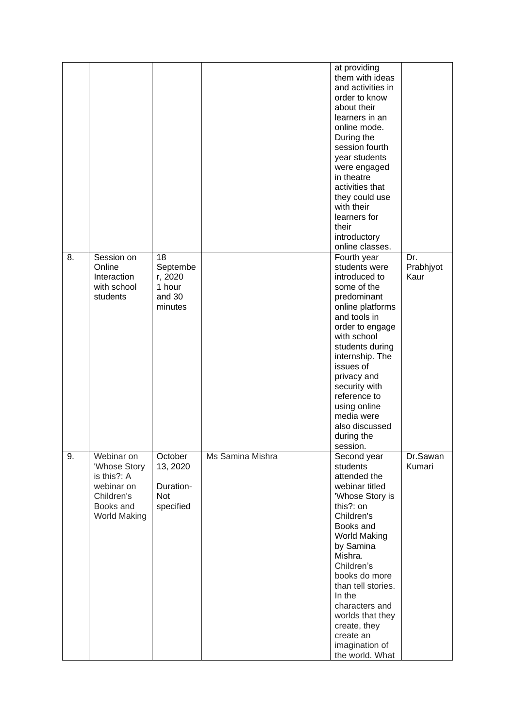| | | | | | |
|---|---|---|---|---|---|
| | | | | at providing them with ideas and activities in order to know about their learners in an online mode. During the session fourth year students were engaged in theatre activities that they could use with their learners for their introductory online classes. | |
| 8. | Session on Online Interaction with school students | 18 September, 2020 1 hour and 30 minutes | | Fourth year students were introduced to some of the predominant online platforms and tools in order to engage with school students during internship. The issues of privacy and security with reference to using online media were also discussed during the session. | Dr. Prabhjyot Kaur |
| 9. | Webinar on 'Whose Story is this?: A webinar on Children's Books and World Making | October 13, 2020 Duration- Not specified | Ms Samina Mishra | Second year students attended the webinar titled 'Whose Story is this?: on Children's Books and World Making by Samina Mishra. Children's books do more than tell stories. In the characters and worlds that they create, they create an imagination of the world. What | Dr.Sawan Kumari |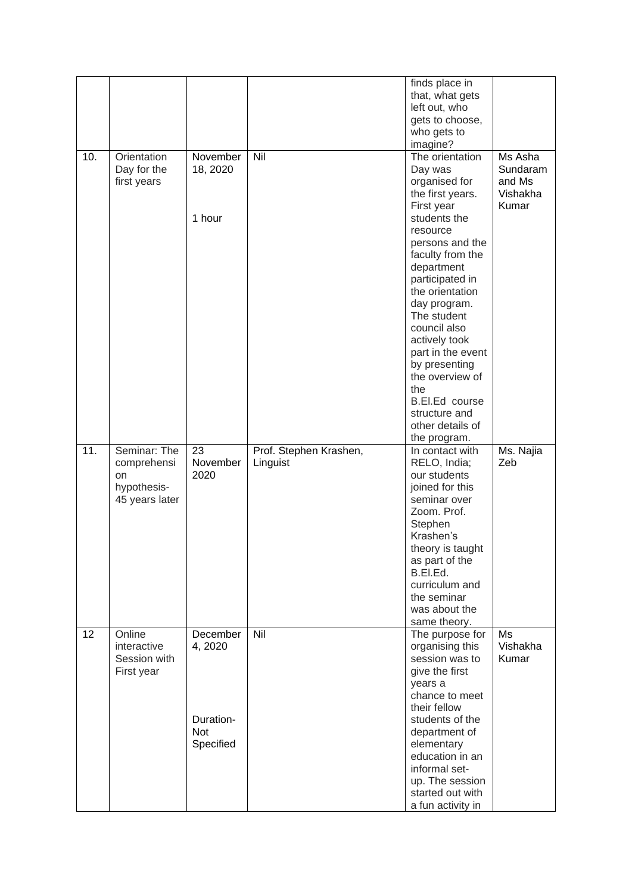| | | | | | |
|---|---|---|---|---|---|
| | | | | finds place in that, what gets left out, who gets to choose, who gets to imagine? | |
| 10. | Orientation Day for the first years | November 18, 2020<br><br>1 hour | Nil | The orientation Day was organised for the first years. First year students the resource persons and the faculty from the department participated in the orientation day program. The student council also actively took part in the event by presenting the overview of the B.El.Ed course structure and other details of the program. | Ms Asha Sundaram and Ms Vishakha Kumar |
| 11. | Seminar: The comprehension hypothesis- 45 years later | 23 November 2020 | Prof. Stephen Krashen, Linguist | In contact with RELO, India; our students joined for this seminar over Zoom. Prof. Stephen Krashen's theory is taught as part of the B.El.Ed. curriculum and the seminar was about the same theory. | Ms. Najia Zeb |
| 12 | Online interactive Session with First year | December 4, 2020<br><br>Duration- Not Specified | Nil | The purpose for organising this session was to give the first years a chance to meet their fellow students of the department of elementary education in an informal set-up. The session started out with a fun activity in | Ms Vishakha Kumar |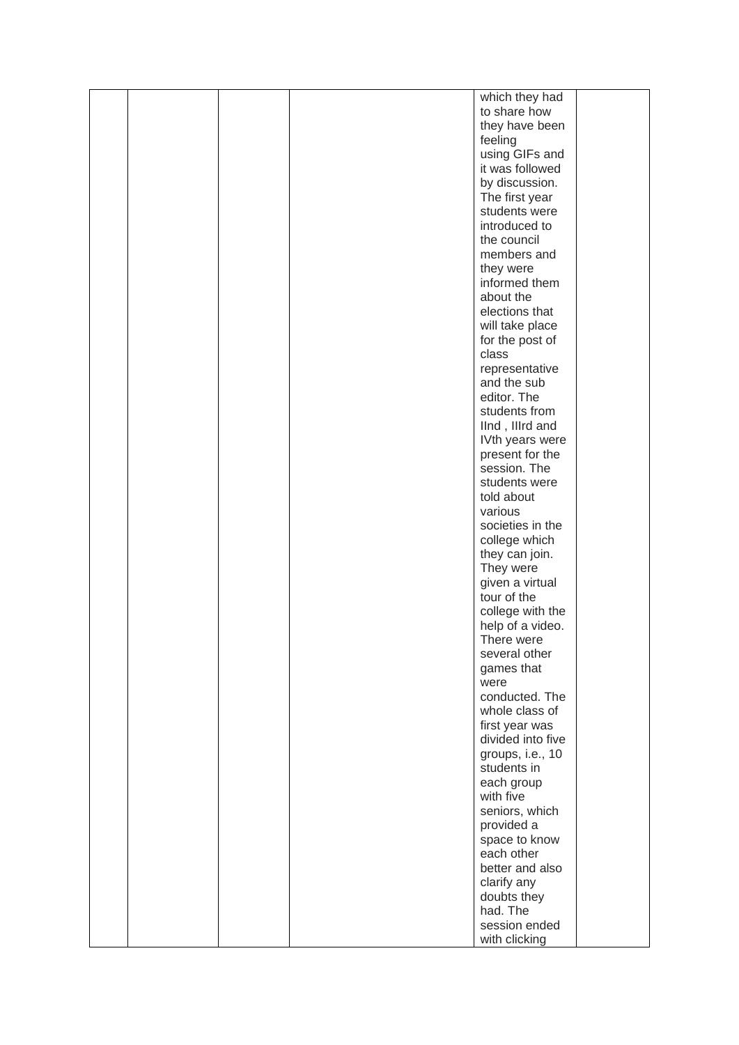| | | | | which they had to share how they have been feeling using GIFs and it was followed by discussion. The first year students were introduced to the council members and they were informed them about the elections that will take place for the post of class representative and the sub editor. The students from IInd , IIIrd and IVth years were present for the session. The students were told about various societies in the college which they can join. They were given a virtual tour of the college with the help of a video. There were several other games that were conducted. The whole class of first year was divided into five groups, i.e., 10 students in each group with five seniors, which provided a space to know each other better and also clarify any doubts they had. The session ended with clicking | |
|---|---|---|---|---|---|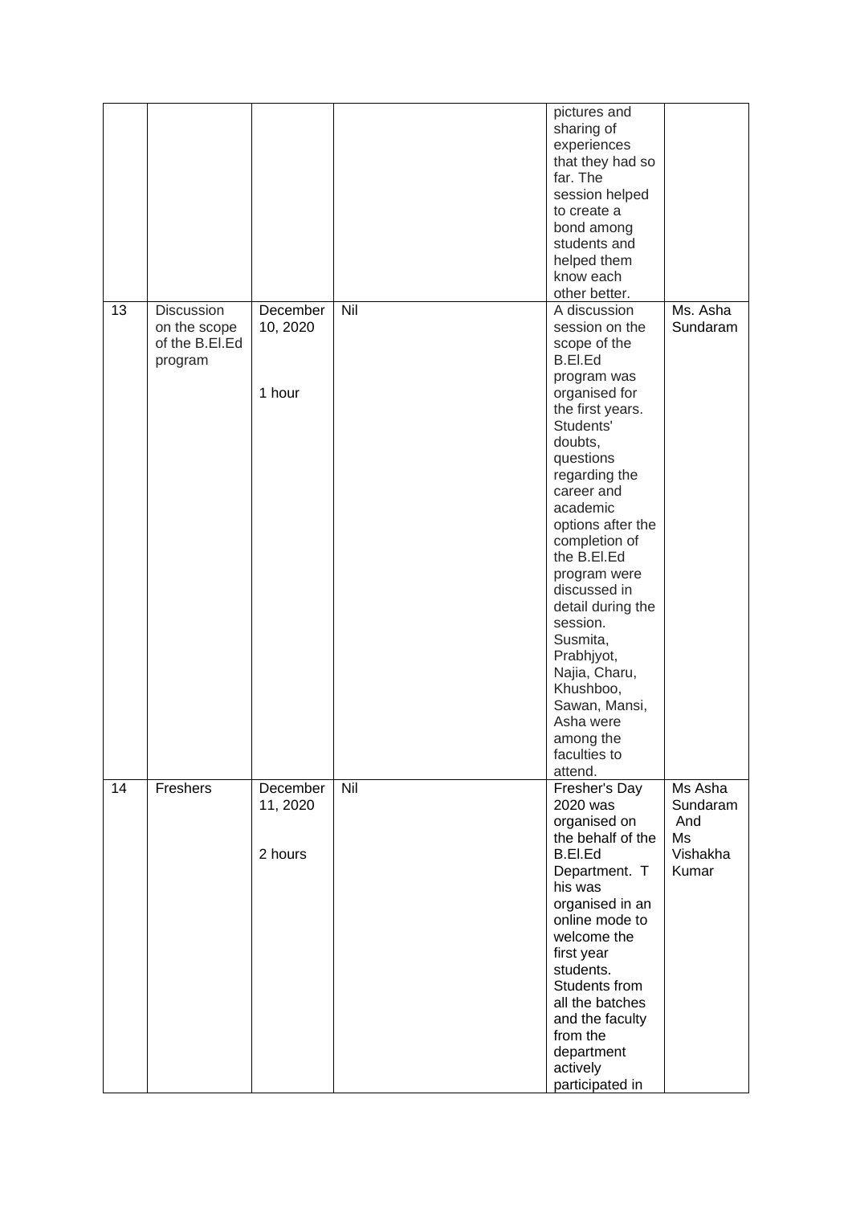| | | | | | |
|---|---|---|---|---|---|
| | | | | pictures and sharing of experiences that they had so far. The session helped to create a bond among students and helped them know each other better. | |
| 13 | Discussion on the scope of the B.El.Ed program | December 10, 2020<br><br>1 hour | Nil | A discussion session on the scope of the B.El.Ed program was organised for the first years. Students' doubts, questions regarding the career and academic options after the completion of the B.El.Ed program were discussed in detail during the session. Susmita, Prabhjyot, Najia, Charu, Khushboo, Sawan, Mansi, Asha were among the faculties to attend. | Ms. Asha Sundaram |
| 14 | Freshers | December 11, 2020<br><br>2 hours | Nil | Fresher's Day 2020 was organised on the behalf of the B.El.Ed Department. T his was organised in an online mode to welcome the first year students. Students from all the batches and the faculty from the department actively participated in | Ms Asha Sundaram And Ms Vishakha Kumar |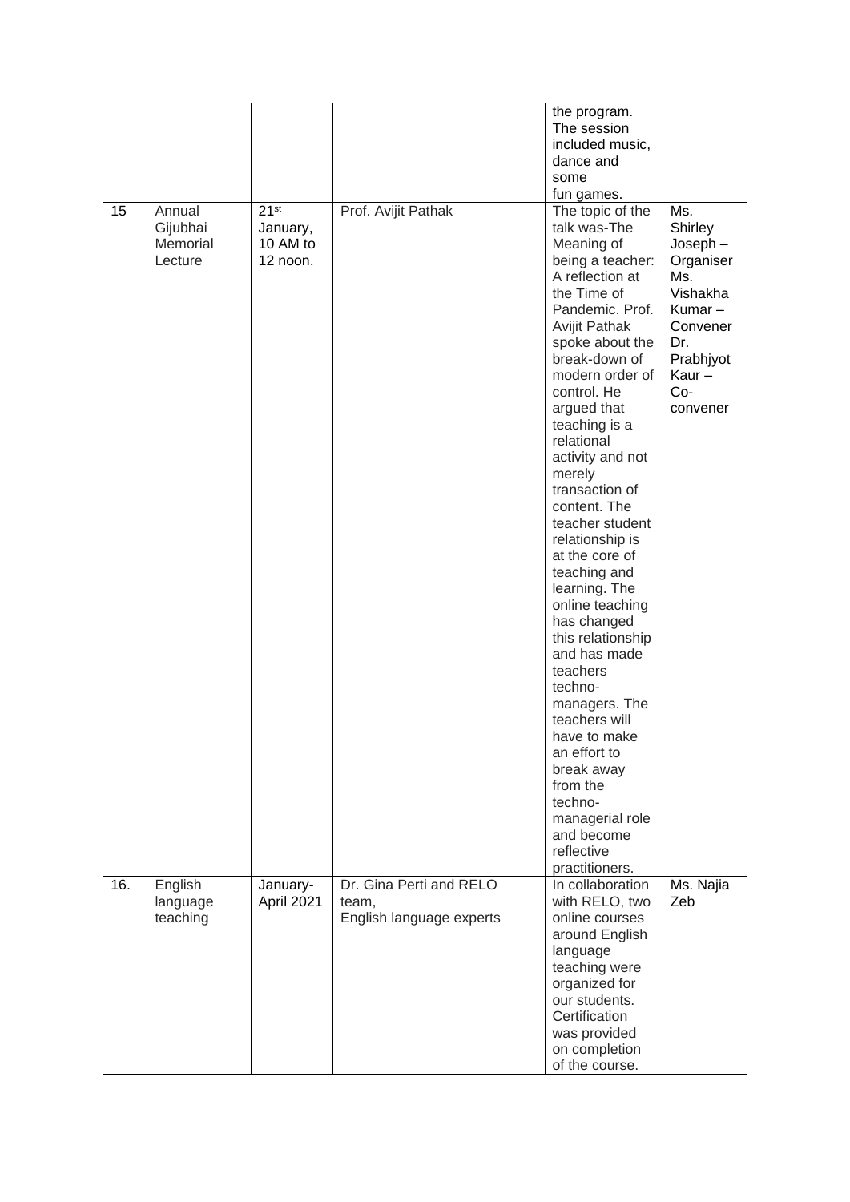| | | | | the program. The session included music, dance and some fun games. | |
|---|---|---|---|---|---|
| 15 | Annual Gijubhai Memorial Lecture | 21st January, 10 AM to 12 noon. | Prof. Avijit Pathak | The topic of the talk was-The Meaning of being a teacher: A reflection at the Time of Pandemic. Prof. Avijit Pathak spoke about the break-down of modern order of control. He argued that teaching is a relational activity and not merely transaction of content. The teacher student relationship is at the core of teaching and learning. The online teaching has changed this relationship and has made teachers techno-managers. The teachers will have to make an effort to break away from the techno-managerial role and become reflective practitioners. | Ms. Shirley Joseph – Organiser Ms. Vishakha Kumar – Convener Dr. Prabhjyot Kaur – Co-convener |
| 16. | English language teaching | January-April 2021 | Dr. Gina Perti and RELO team, English language experts | In collaboration with RELO, two online courses around English language teaching were organized for our students. Certification was provided on completion of the course. | Ms. Najia Zeb |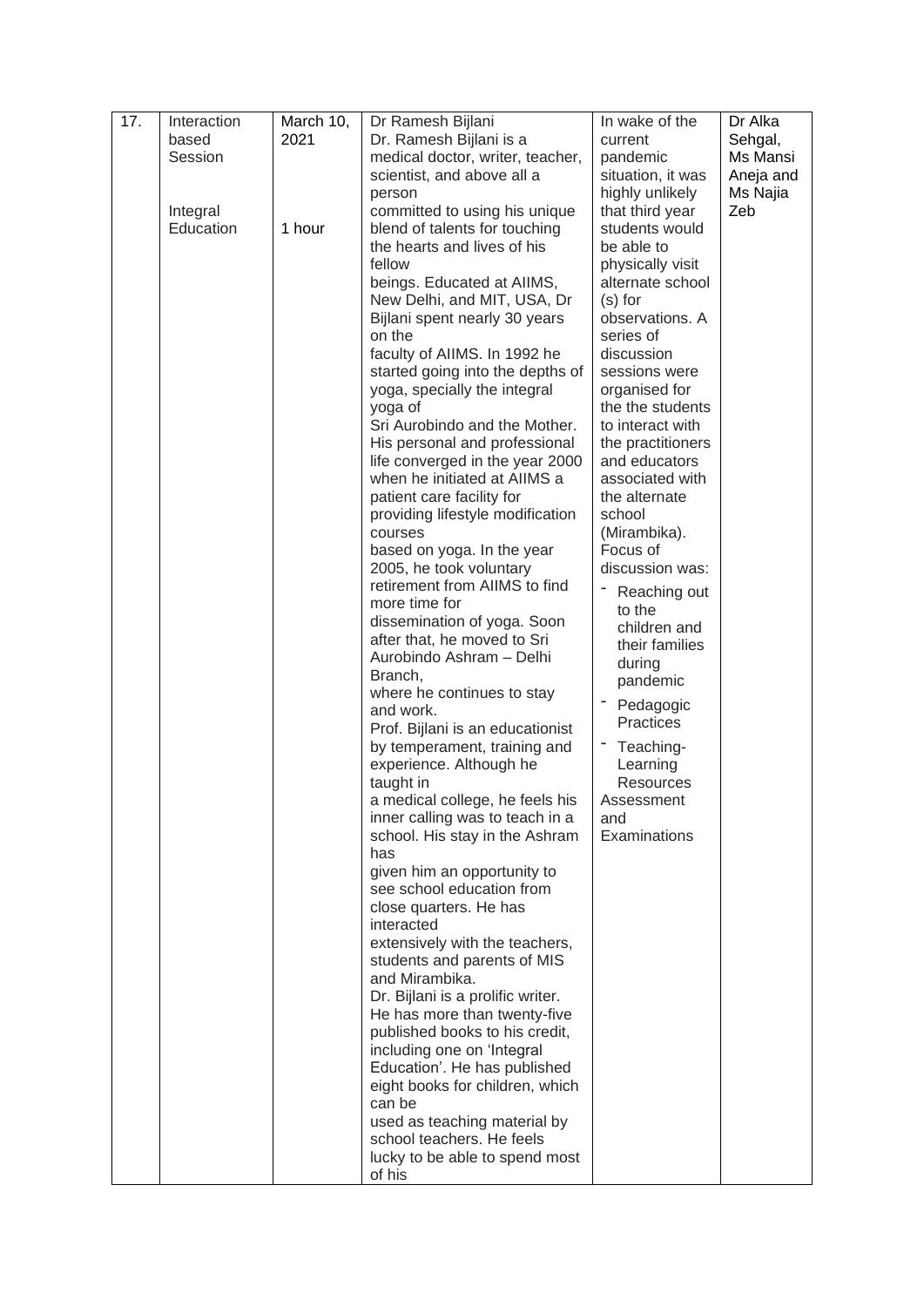| 17. | Interaction based Session<br><br>Integral Education | March 10, 2021<br><br>1 hour | Dr Ramesh Bijlani<br>Dr. Ramesh Bijlani is a medical doctor, writer, teacher, scientist, and above all a person committed to using his unique blend of talents for touching the hearts and lives of his fellow beings. Educated at AIIMS, New Delhi, and MIT, USA, Dr Bijlani spent nearly 30 years on the faculty of AIIMS. In 1992 he started going into the depths of yoga, specially the integral yoga of Sri Aurobindo and the Mother. His personal and professional life converged in the year 2000 when he initiated at AIIMS a patient care facility for providing lifestyle modification courses based on yoga. In the year 2005, he took voluntary retirement from AIIMS to find more time for dissemination of yoga. Soon after that, he moved to Sri Aurobindo Ashram – Delhi Branch, where he continues to stay and work.<br>Prof. Bijlani is an educationist by temperament, training and experience. Although he taught in a medical college, he feels his inner calling was to teach in a school. His stay in the Ashram has given him an opportunity to see school education from close quarters. He has interacted extensively with the teachers, students and parents of MIS and Mirambika.<br>Dr. Bijlani is a prolific writer. He has more than twenty-five published books to his credit, including one on 'Integral Education'. He has published eight books for children, which can be used as teaching material by school teachers. He feels lucky to be able to spend most of his | In wake of the current pandemic situation, it was highly unlikely that third year students would be able to physically visit alternate school (s) for observations. A series of discussion sessions were organised for the the students to interact with the practitioners and educators associated with the alternate school (Mirambika). Focus of discussion was:<br>- Reaching out to the children and their families during pandemic<br>- Pedagogic Practices<br>- Teaching-Learning Resources Assessment and Examinations | Dr Alka Sehgal, Ms Mansi Aneja and Ms Najia Zeb |
|---|---|---|---|---|---|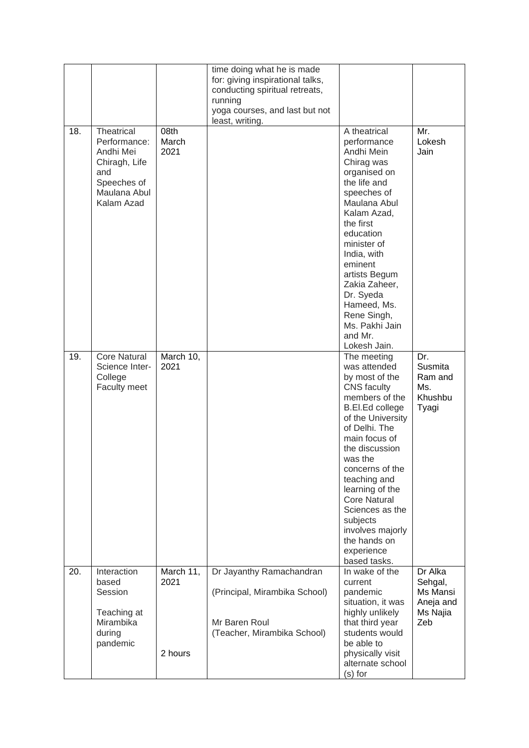| | | | | | |
|---|---|---|---|---|---|
| | | | time doing what he is made for: giving inspirational talks, conducting spiritual retreats, running yoga courses, and last but not least, writing. | | |
| 18. | Theatrical Performance: Andhi Mei Chiragh, Life and Speeches of Maulana Abul Kalam Azad | 08th March 2021 | | A theatrical performance Andhi Mein Chirag was organised on the life and speeches of Maulana Abul Kalam Azad, the first education minister of India, with eminent artists Begum Zakia Zaheer, Dr. Syeda Hameed, Ms. Rene Singh, Ms. Pakhi Jain and Mr. Lokesh Jain. | Mr. Lokesh Jain |
| 19. | Core Natural Science Inter-College Faculty meet | March 10, 2021 | | The meeting was attended by most of the CNS faculty members of the B.El.Ed college of the University of Delhi. The main focus of the discussion was the concerns of the teaching and learning of the Core Natural Sciences as the subjects involves majorly the hands on experience based tasks. | Dr. Susmita Ram and Ms. Khushbu Tyagi |
| 20. | Interaction based Session<br><br>Teaching at Mirambika during pandemic | March 11, 2021<br><br>2 hours | Dr Jayanthy Ramachandran<br><br>(Principal, Mirambika School)<br><br>Mr Baren Roul<br>(Teacher, Mirambika School) | In wake of the current pandemic situation, it was highly unlikely that third year students would be able to physically visit alternate school (s) for | Dr Alka Sehgal, Ms Mansi Aneja and Ms Najia Zeb |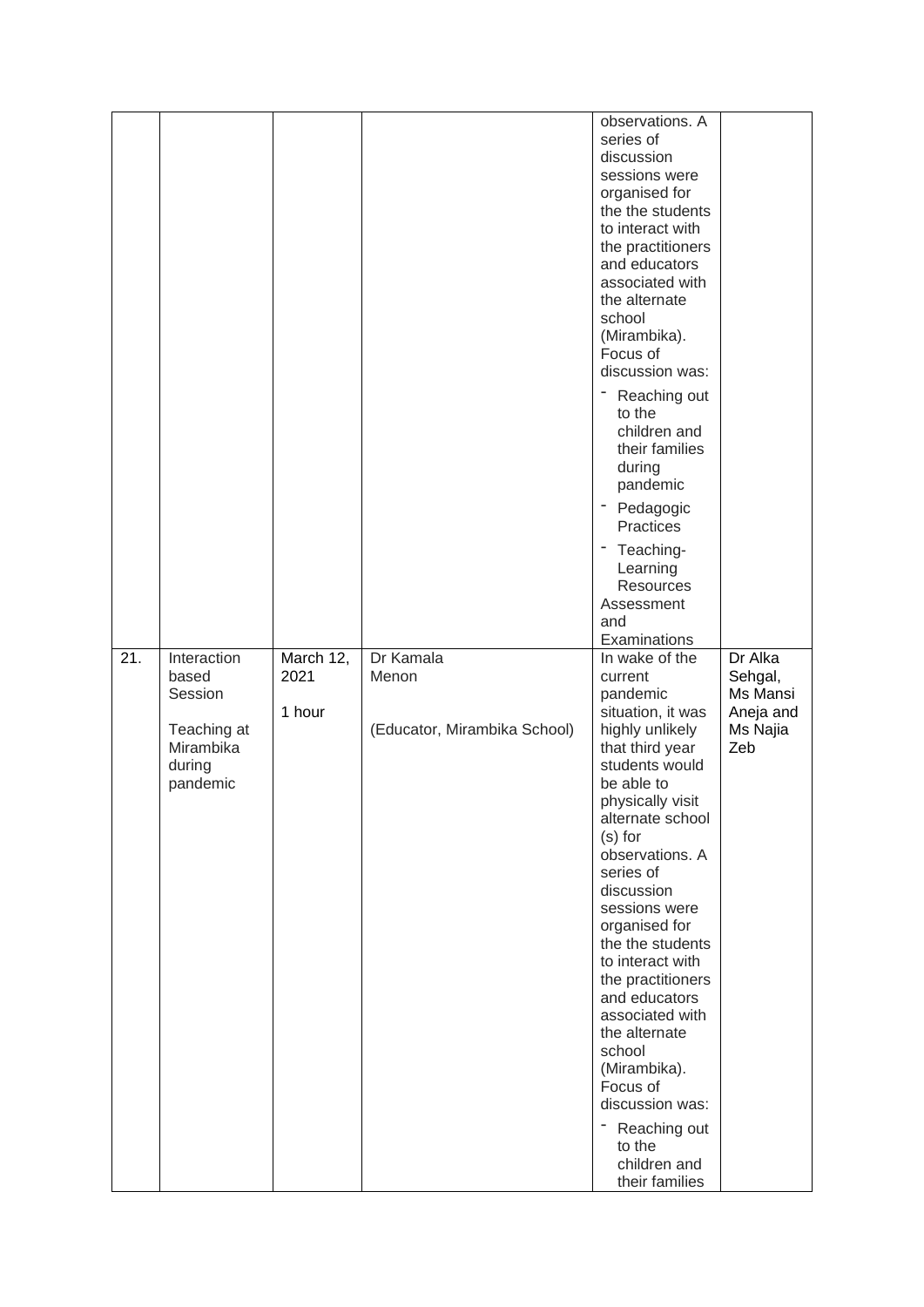| | | | | | |
|---|---|---|---|---|---|
| | | | | observations. A series of discussion sessions were organised for the the students to interact with the practitioners and educators associated with the alternate school (Mirambika). Focus of discussion was: <br>- Reaching out to the children and their families during pandemic <br>- Pedagogic Practices <br>- Teaching-Learning Resources Assessment and Examinations | |
| 21. | Interaction based Session <br><br> Teaching at Mirambika during pandemic | March 12, 2021 <br><br> 1 hour | Dr Kamala Menon <br><br> (Educator, Mirambika School) | In wake of the current pandemic situation, it was highly unlikely that third year students would be able to physically visit alternate school (s) for observations. A series of discussion sessions were organised for the the students to interact with the practitioners and educators associated with the alternate school (Mirambika). Focus of discussion was: <br>- Reaching out to the children and their families | Dr Alka Sehgal, Ms Mansi Aneja and Ms Najia Zeb |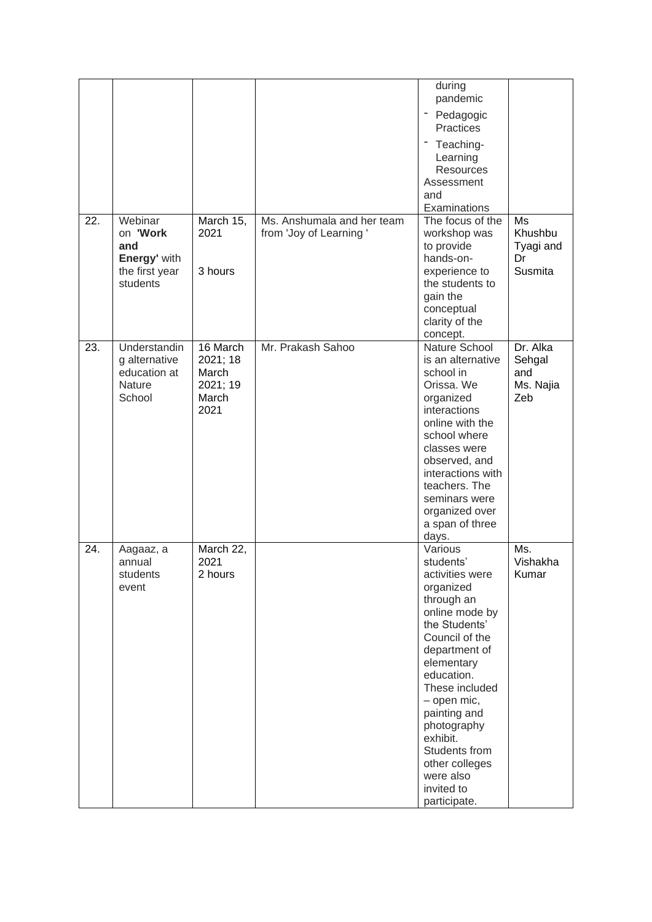| | | | | during pandemic<br>- Pedagogic Practices<br>- Teaching-Learning Resources<br>Assessment and Examinations | |
|---|---|---|---|---|---|
| 22. | Webinar on **'Work and Energy'** with the first year students | March 15, 2021<br><br>3 hours | Ms. Anshumala and her team from 'Joy of Learning ' | The focus of the workshop was to provide hands-on-experience to the students to gain the conceptual clarity of the concept. | Ms Khushbu Tyagi and Dr Susmita |
| 23. | Understanding alternative education at Nature School | 16 March 2021; 18 March 2021; 19 March 2021 | Mr. Prakash Sahoo | Nature School is an alternative school in Orissa. We organized interactions online with the school where classes were observed, and interactions with teachers. The seminars were organized over a span of three days. | Dr. Alka Sehgal and Ms. Najia Zeb |
| 24. | Aagaaz, a annual students event | March 22, 2021<br>2 hours | | Various students' activities were organized through an online mode by the Students' Council of the department of elementary education. These included – open mic, painting and photography exhibit. Students from other colleges were also invited to participate. | Ms. Vishakha Kumar |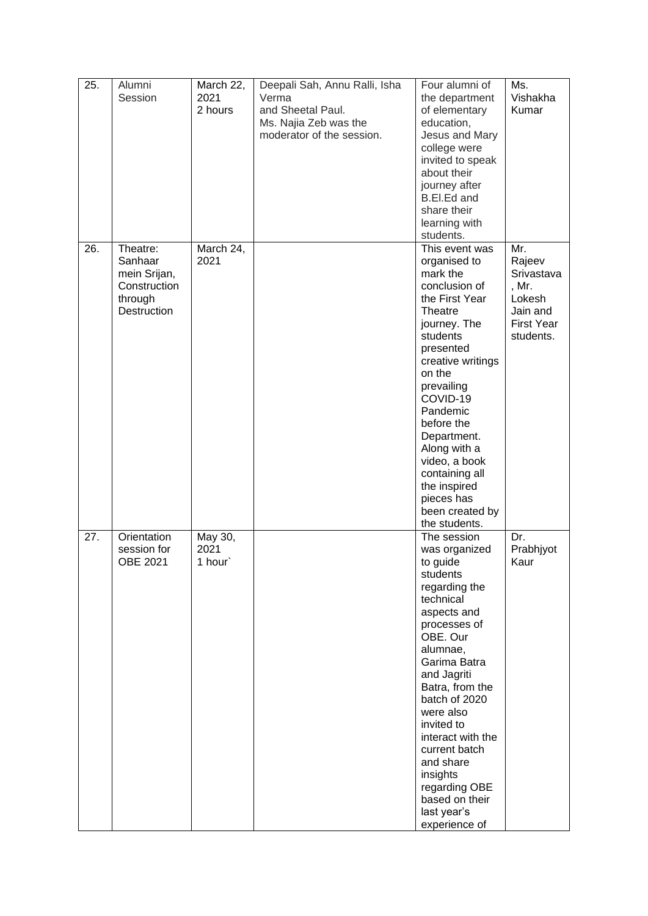| 25. | Alumni Session | March 22, 2021 2 hours | Deepali Sah, Annu Ralli, Isha Verma and Sheetal Paul. Ms. Najia Zeb was the moderator of the session. | Four alumni of the department of elementary education, Jesus and Mary college were invited to speak about their journey after B.El.Ed and share their learning with students. | Ms. Vishakha Kumar |
|---|---|---|---|---|---|
| 26. | Theatre: Sanhaar mein Srijan, Construction through Destruction | March 24, 2021 | | This event was organised to mark the conclusion of the First Year Theatre journey. The students presented creative writings on the prevailing COVID-19 Pandemic before the Department. Along with a video, a book containing all the inspired pieces has been created by the students. | Mr. Rajeev Srivastava, Mr. Lokesh Jain and First Year students. |
| 27. | Orientation session for OBE 2021 | May 30, 2021 1 hour` | | The session was organized to guide students regarding the technical aspects and processes of OBE. Our alumnae, Garima Batra and Jagriti Batra, from the batch of 2020 were also invited to interact with the current batch and share insights regarding OBE based on their last year's experience of | Dr. Prabhjyot Kaur |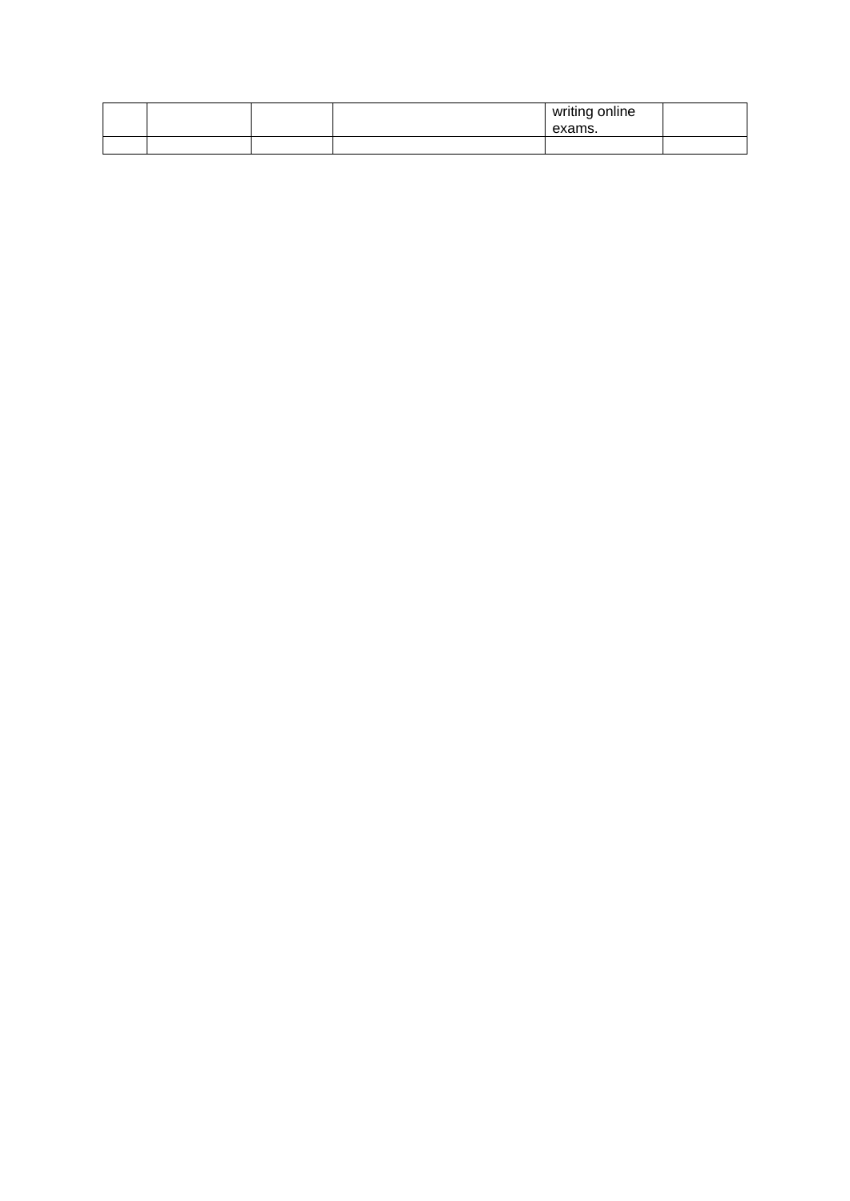| | | | | | |
|---|---|---|---|---|---|
| | | | | writing online exams. | |
| | | | | | |